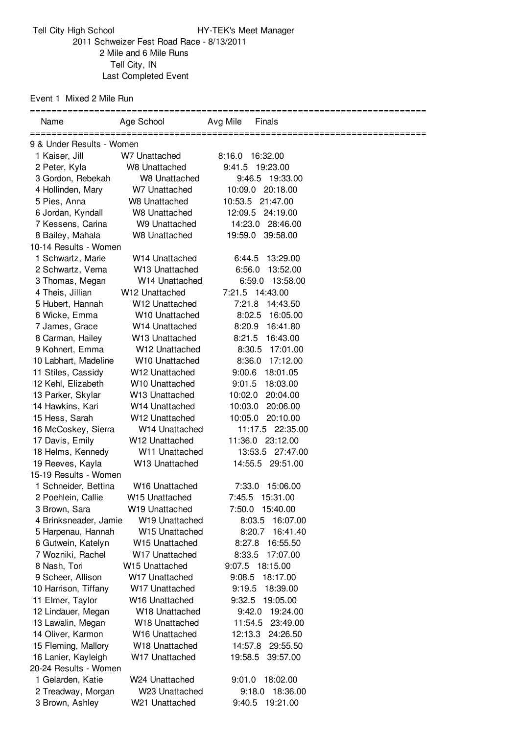Tell City High School HY-TEK's Meet Manager

2011 Schweizer Fest Road Race - 8/13/2011

2 Mile and 6 Mile Runs

Tell City, IN

Last Completed Event

Event 1 Mixed 2 Mile Run

| Name | Age | School | Avg Mile | Finals |
|---|---|---|---|---|
| **9 & Under Results - Women** | | | | |
| 1 Kaiser, Jill | W7 | Unattached | 8:16.0 | 16:32.00 |
| 2 Peter, Kyla | W8 | Unattached | 9:41.5 | 19:23.00 |
| 3 Gordon, Rebekah | W8 | Unattached | 9:46.5 | 19:33.00 |
| 4 Hollinden, Mary | W7 | Unattached | 10:09.0 | 20:18.00 |
| 5 Pies, Anna | W8 | Unattached | 10:53.5 | 21:47.00 |
| 6 Jordan, Kyndall | W8 | Unattached | 12:09.5 | 24:19.00 |
| 7 Kessens, Carina | W9 | Unattached | 14:23.0 | 28:46.00 |
| 8 Bailey, Mahala | W8 | Unattached | 19:59.0 | 39:58.00 |
| **10-14 Results - Women** | | | | |
| 1 Schwartz, Marie | W14 | Unattached | 6:44.5 | 13:29.00 |
| 2 Schwartz, Verna | W13 | Unattached | 6:56.0 | 13:52.00 |
| 3 Thomas, Megan | W14 | Unattached | 6:59.0 | 13:58.00 |
| 4 Theis, Jillian | W12 | Unattached | 7:21.5 | 14:43.00 |
| 5 Hubert, Hannah | W12 | Unattached | 7:21.8 | 14:43.50 |
| 6 Wicke, Emma | W10 | Unattached | 8:02.5 | 16:05.00 |
| 7 James, Grace | W14 | Unattached | 8:20.9 | 16:41.80 |
| 8 Carman, Hailey | W13 | Unattached | 8:21.5 | 16:43.00 |
| 9 Kohnert, Emma | W12 | Unattached | 8:30.5 | 17:01.00 |
| 10 Labhart, Madeline | W10 | Unattached | 8:36.0 | 17:12.00 |
| 11 Stiles, Cassidy | W12 | Unattached | 9:00.6 | 18:01.05 |
| 12 Kehl, Elizabeth | W10 | Unattached | 9:01.5 | 18:03.00 |
| 13 Parker, Skylar | W13 | Unattached | 10:02.0 | 20:04.00 |
| 14 Hawkins, Kari | W14 | Unattached | 10:03.0 | 20:06.00 |
| 15 Hess, Sarah | W12 | Unattached | 10:05.0 | 20:10.00 |
| 16 McCoskey, Sierra | W14 | Unattached | 11:17.5 | 22:35.00 |
| 17 Davis, Emily | W12 | Unattached | 11:36.0 | 23:12.00 |
| 18 Helms, Kennedy | W11 | Unattached | 13:53.5 | 27:47.00 |
| 19 Reeves, Kayla | W13 | Unattached | 14:55.5 | 29:51.00 |
| **15-19 Results - Women** | | | | |
| 1 Schneider, Bettina | W16 | Unattached | 7:33.0 | 15:06.00 |
| 2 Poehlein, Callie | W15 | Unattached | 7:45.5 | 15:31.00 |
| 3 Brown, Sara | W19 | Unattached | 7:50.0 | 15:40.00 |
| 4 Brinksneader, Jamie | W19 | Unattached | 8:03.5 | 16:07.00 |
| 5 Harpenau, Hannah | W15 | Unattached | 8:20.7 | 16:41.40 |
| 6 Gutwein, Katelyn | W15 | Unattached | 8:27.8 | 16:55.50 |
| 7 Wozniki, Rachel | W17 | Unattached | 8:33.5 | 17:07.00 |
| 8 Nash, Tori | W15 | Unattached | 9:07.5 | 18:15.00 |
| 9 Scheer, Allison | W17 | Unattached | 9:08.5 | 18:17.00 |
| 10 Harrison, Tiffany | W17 | Unattached | 9:19.5 | 18:39.00 |
| 11 Elmer, Taylor | W16 | Unattached | 9:32.5 | 19:05.00 |
| 12 Lindauer, Megan | W18 | Unattached | 9:42.0 | 19:24.00 |
| 13 Lawalin, Megan | W18 | Unattached | 11:54.5 | 23:49.00 |
| 14 Oliver, Karmon | W16 | Unattached | 12:13.3 | 24:26.50 |
| 15 Fleming, Mallory | W18 | Unattached | 14:57.8 | 29:55.50 |
| 16 Lanier, Kayleigh | W17 | Unattached | 19:58.5 | 39:57.00 |
| **20-24 Results - Women** | | | | |
| 1 Gelarden, Katie | W24 | Unattached | 9:01.0 | 18:02.00 |
| 2 Treadway, Morgan | W23 | Unattached | 9:18.0 | 18:36.00 |
| 3 Brown, Ashley | W21 | Unattached | 9:40.5 | 19:21.00 |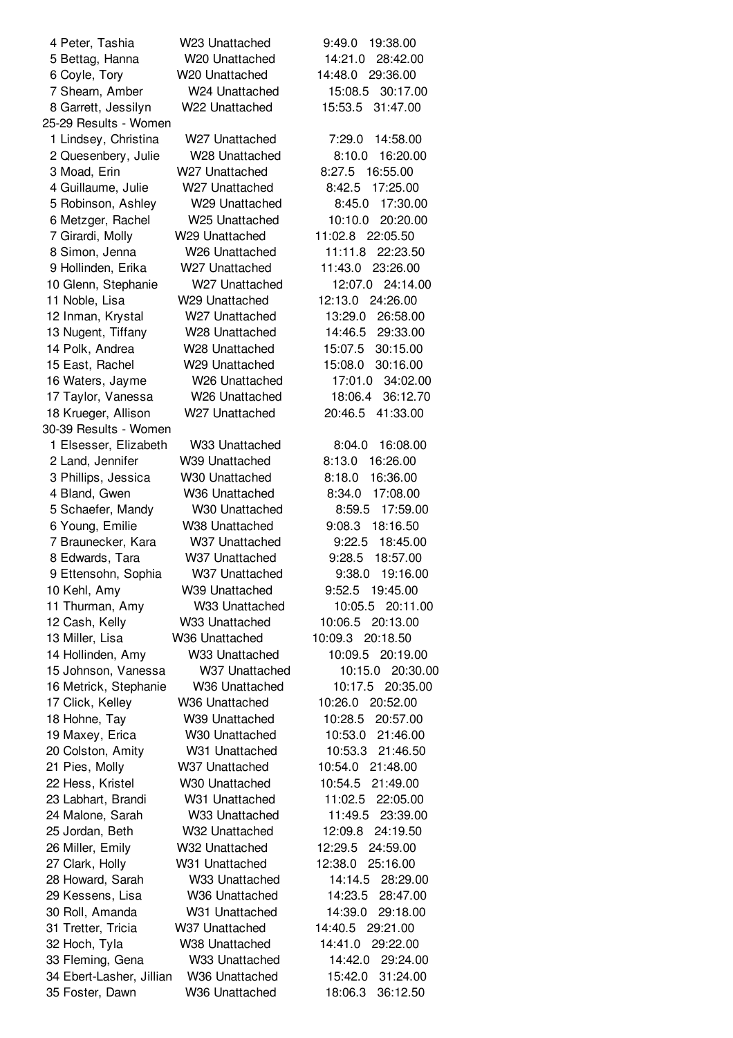| Place | Name | Age/Team | Pace | Time |
|---|---|---|---|---|
| 4 | Peter, Tashia | W23 Unattached | 9:49.0 | 19:38.00 |
| 5 | Bettag, Hanna | W20 Unattached | 14:21.0 | 28:42.00 |
| 6 | Coyle, Tory | W20 Unattached | 14:48.0 | 29:36.00 |
| 7 | Shearn, Amber | W24 Unattached | 15:08.5 | 30:17.00 |
| 8 | Garrett, Jessilyn | W22 Unattached | 15:53.5 | 31:47.00 |

## 25-29 Results - Women

| Place | Name | Age/Team | Pace | Time |
|---|---|---|---|---|
| 1 | Lindsey, Christina | W27 Unattached | 7:29.0 | 14:58.00 |
| 2 | Quesenbery, Julie | W28 Unattached | 8:10.0 | 16:20.00 |
| 3 | Moad, Erin | W27 Unattached | 8:27.5 | 16:55.00 |
| 4 | Guillaume, Julie | W27 Unattached | 8:42.5 | 17:25.00 |
| 5 | Robinson, Ashley | W29 Unattached | 8:45.0 | 17:30.00 |
| 6 | Metzger, Rachel | W25 Unattached | 10:10.0 | 20:20.00 |
| 7 | Girardi, Molly | W29 Unattached | 11:02.8 | 22:05.50 |
| 8 | Simon, Jenna | W26 Unattached | 11:11.8 | 22:23.50 |
| 9 | Hollinden, Erika | W27 Unattached | 11:43.0 | 23:26.00 |
| 10 | Glenn, Stephanie | W27 Unattached | 12:07.0 | 24:14.00 |
| 11 | Noble, Lisa | W29 Unattached | 12:13.0 | 24:26.00 |
| 12 | Inman, Krystal | W27 Unattached | 13:29.0 | 26:58.00 |
| 13 | Nugent, Tiffany | W28 Unattached | 14:46.5 | 29:33.00 |
| 14 | Polk, Andrea | W28 Unattached | 15:07.5 | 30:15.00 |
| 15 | East, Rachel | W29 Unattached | 15:08.0 | 30:16.00 |
| 16 | Waters, Jayme | W26 Unattached | 17:01.0 | 34:02.00 |
| 17 | Taylor, Vanessa | W26 Unattached | 18:06.4 | 36:12.70 |
| 18 | Krueger, Allison | W27 Unattached | 20:46.5 | 41:33.00 |

## 30-39 Results - Women

| Place | Name | Age/Team | Pace | Time |
|---|---|---|---|---|
| 1 | Elsesser, Elizabeth | W33 Unattached | 8:04.0 | 16:08.00 |
| 2 | Land, Jennifer | W39 Unattached | 8:13.0 | 16:26.00 |
| 3 | Phillips, Jessica | W30 Unattached | 8:18.0 | 16:36.00 |
| 4 | Bland, Gwen | W36 Unattached | 8:34.0 | 17:08.00 |
| 5 | Schaefer, Mandy | W30 Unattached | 8:59.5 | 17:59.00 |
| 6 | Young, Emilie | W38 Unattached | 9:08.3 | 18:16.50 |
| 7 | Braunecker, Kara | W37 Unattached | 9:22.5 | 18:45.00 |
| 8 | Edwards, Tara | W37 Unattached | 9:28.5 | 18:57.00 |
| 9 | Ettensohn, Sophia | W37 Unattached | 9:38.0 | 19:16.00 |
| 10 | Kehl, Amy | W39 Unattached | 9:52.5 | 19:45.00 |
| 11 | Thurman, Amy | W33 Unattached | 10:05.5 | 20:11.00 |
| 12 | Cash, Kelly | W33 Unattached | 10:06.5 | 20:13.00 |
| 13 | Miller, Lisa | W36 Unattached | 10:09.3 | 20:18.50 |
| 14 | Hollinden, Amy | W33 Unattached | 10:09.5 | 20:19.00 |
| 15 | Johnson, Vanessa | W37 Unattached | 10:15.0 | 20:30.00 |
| 16 | Metrick, Stephanie | W36 Unattached | 10:17.5 | 20:35.00 |
| 17 | Click, Kelley | W36 Unattached | 10:26.0 | 20:52.00 |
| 18 | Hohne, Tay | W39 Unattached | 10:28.5 | 20:57.00 |
| 19 | Maxey, Erica | W30 Unattached | 10:53.0 | 21:46.00 |
| 20 | Colston, Amity | W31 Unattached | 10:53.3 | 21:46.50 |
| 21 | Pies, Molly | W37 Unattached | 10:54.0 | 21:48.00 |
| 22 | Hess, Kristel | W30 Unattached | 10:54.5 | 21:49.00 |
| 23 | Labhart, Brandi | W31 Unattached | 11:02.5 | 22:05.00 |
| 24 | Malone, Sarah | W33 Unattached | 11:49.5 | 23:39.00 |
| 25 | Jordan, Beth | W32 Unattached | 12:09.8 | 24:19.50 |
| 26 | Miller, Emily | W32 Unattached | 12:29.5 | 24:59.00 |
| 27 | Clark, Holly | W31 Unattached | 12:38.0 | 25:16.00 |
| 28 | Howard, Sarah | W33 Unattached | 14:14.5 | 28:29.00 |
| 29 | Kessens, Lisa | W36 Unattached | 14:23.5 | 28:47.00 |
| 30 | Roll, Amanda | W31 Unattached | 14:39.0 | 29:18.00 |
| 31 | Tretter, Tricia | W37 Unattached | 14:40.5 | 29:21.00 |
| 32 | Hoch, Tyla | W38 Unattached | 14:41.0 | 29:22.00 |
| 33 | Fleming, Gena | W33 Unattached | 14:42.0 | 29:24.00 |
| 34 | Ebert-Lasher, Jillian | W36 Unattached | 15:42.0 | 31:24.00 |
| 35 | Foster, Dawn | W36 Unattached | 18:06.3 | 36:12.50 |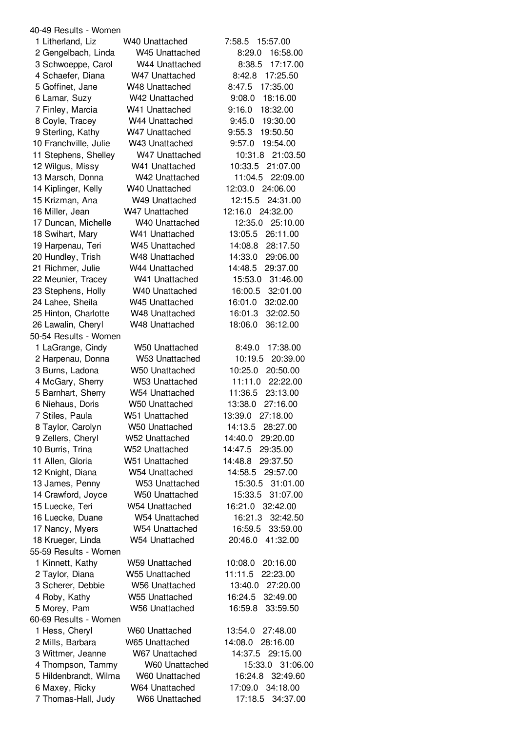40-49 Results - Women

| Place | Name | Division | Time | Time |
|---|---|---|---|---|
| 1 | Litherland, Liz | W40 Unattached | 7:58.5 | 15:57.00 |
| 2 | Gengelbach, Linda | W45 Unattached | 8:29.0 | 16:58.00 |
| 3 | Schwoeppe, Carol | W44 Unattached | 8:38.5 | 17:17.00 |
| 4 | Schaefer, Diana | W47 Unattached | 8:42.8 | 17:25.50 |
| 5 | Goffinet, Jane | W48 Unattached | 8:47.5 | 17:35.00 |
| 6 | Lamar, Suzy | W42 Unattached | 9:08.0 | 18:16.00 |
| 7 | Finley, Marcia | W41 Unattached | 9:16.0 | 18:32.00 |
| 8 | Coyle, Tracey | W44 Unattached | 9:45.0 | 19:30.00 |
| 9 | Sterling, Kathy | W47 Unattached | 9:55.3 | 19:50.50 |
| 10 | Franchville, Julie | W43 Unattached | 9:57.0 | 19:54.00 |
| 11 | Stephens, Shelley | W47 Unattached | 10:31.8 | 21:03.50 |
| 12 | Wilgus, Missy | W41 Unattached | 10:33.5 | 21:07.00 |
| 13 | Marsch, Donna | W42 Unattached | 11:04.5 | 22:09.00 |
| 14 | Kiplinger, Kelly | W40 Unattached | 12:03.0 | 24:06.00 |
| 15 | Krizman, Ana | W49 Unattached | 12:15.5 | 24:31.00 |
| 16 | Miller, Jean | W47 Unattached | 12:16.0 | 24:32.00 |
| 17 | Duncan, Michelle | W40 Unattached | 12:35.0 | 25:10.00 |
| 18 | Swihart, Mary | W41 Unattached | 13:05.5 | 26:11.00 |
| 19 | Harpenau, Teri | W45 Unattached | 14:08.8 | 28:17.50 |
| 20 | Hundley, Trish | W48 Unattached | 14:33.0 | 29:06.00 |
| 21 | Richmer, Julie | W44 Unattached | 14:48.5 | 29:37.00 |
| 22 | Meunier, Tracey | W41 Unattached | 15:53.0 | 31:46.00 |
| 23 | Stephens, Holly | W40 Unattached | 16:00.5 | 32:01.00 |
| 24 | Lahee, Sheila | W45 Unattached | 16:01.0 | 32:02.00 |
| 25 | Hinton, Charlotte | W48 Unattached | 16:01.3 | 32:02.50 |
| 26 | Lawalin, Cheryl | W48 Unattached | 18:06.0 | 36:12.00 |

50-54 Results - Women

| Place | Name | Division | Time | Time |
|---|---|---|---|---|
| 1 | LaGrange, Cindy | W50 Unattached | 8:49.0 | 17:38.00 |
| 2 | Harpenau, Donna | W53 Unattached | 10:19.5 | 20:39.00 |
| 3 | Burns, Ladona | W50 Unattached | 10:25.0 | 20:50.00 |
| 4 | McGary, Sherry | W53 Unattached | 11:11.0 | 22:22.00 |
| 5 | Barnhart, Sherry | W54 Unattached | 11:36.5 | 23:13.00 |
| 6 | Niehaus, Doris | W50 Unattached | 13:38.0 | 27:16.00 |
| 7 | Stiles, Paula | W51 Unattached | 13:39.0 | 27:18.00 |
| 8 | Taylor, Carolyn | W50 Unattached | 14:13.5 | 28:27.00 |
| 9 | Zellers, Cheryl | W52 Unattached | 14:40.0 | 29:20.00 |
| 10 | Burris, Trina | W52 Unattached | 14:47.5 | 29:35.00 |
| 11 | Allen, Gloria | W51 Unattached | 14:48.8 | 29:37.50 |
| 12 | Knight, Diana | W54 Unattached | 14:58.5 | 29:57.00 |
| 13 | James, Penny | W53 Unattached | 15:30.5 | 31:01.00 |
| 14 | Crawford, Joyce | W50 Unattached | 15:33.5 | 31:07.00 |
| 15 | Luecke, Teri | W54 Unattached | 16:21.0 | 32:42.00 |
| 16 | Luecke, Duane | W54 Unattached | 16:21.3 | 32:42.50 |
| 17 | Nancy, Myers | W54 Unattached | 16:59.5 | 33:59.00 |
| 18 | Krueger, Linda | W54 Unattached | 20:46.0 | 41:32.00 |

55-59 Results - Women

| Place | Name | Division | Time | Time |
|---|---|---|---|---|
| 1 | Kinnett, Kathy | W59 Unattached | 10:08.0 | 20:16.00 |
| 2 | Taylor, Diana | W55 Unattached | 11:11.5 | 22:23.00 |
| 3 | Scherer, Debbie | W56 Unattached | 13:40.0 | 27:20.00 |
| 4 | Roby, Kathy | W55 Unattached | 16:24.5 | 32:49.00 |
| 5 | Morey, Pam | W56 Unattached | 16:59.8 | 33:59.50 |

60-69 Results - Women

| Place | Name | Division | Time | Time |
|---|---|---|---|---|
| 1 | Hess, Cheryl | W60 Unattached | 13:54.0 | 27:48.00 |
| 2 | Mills, Barbara | W65 Unattached | 14:08.0 | 28:16.00 |
| 3 | Wittmer, Jeanne | W67 Unattached | 14:37.5 | 29:15.00 |
| 4 | Thompson, Tammy | W60 Unattached | 15:33.0 | 31:06.00 |
| 5 | Hildenbrandt, Wilma | W60 Unattached | 16:24.8 | 32:49.60 |
| 6 | Maxey, Ricky | W64 Unattached | 17:09.0 | 34:18.00 |
| 7 | Thomas-Hall, Judy | W66 Unattached | 17:18.5 | 34:37.00 |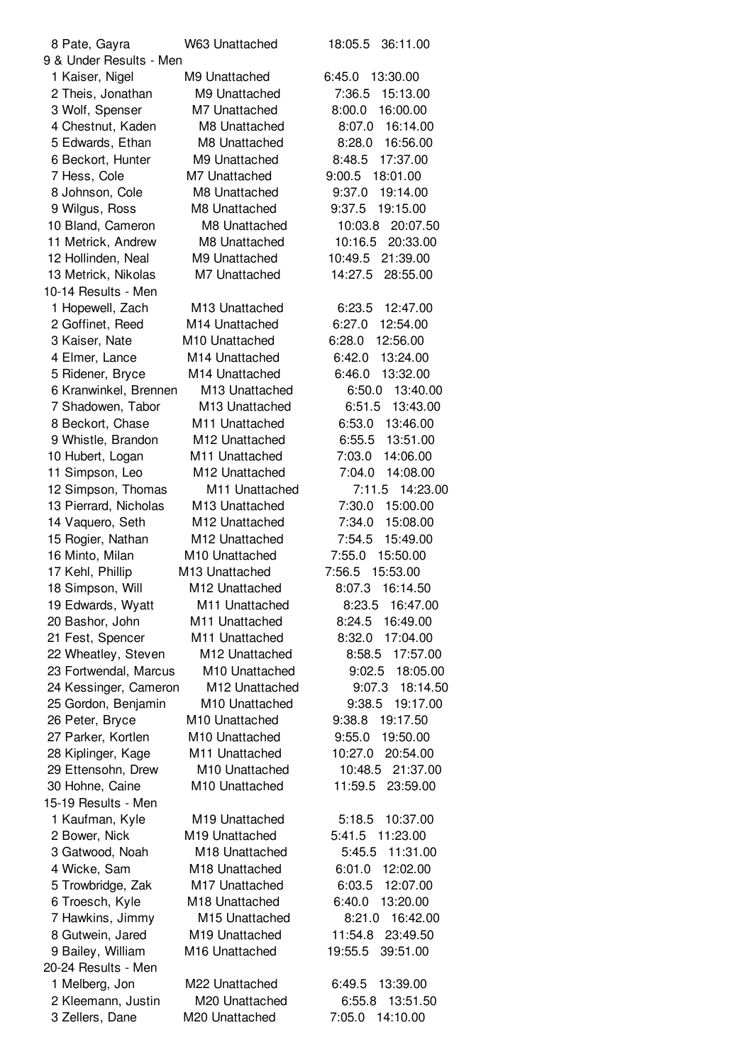| Place | Name | Age/Club | Time | Time |
|---|---|---|---|---|
| 8 | Pate, Gayra | W63 Unattached | 18:05.5 | 36:11.00 |

9 & Under Results - Men

| Place | Name | Age/Club | Time | Time |
|---|---|---|---|---|
| 1 | Kaiser, Nigel | M9 Unattached | 6:45.0 | 13:30.00 |
| 2 | Theis, Jonathan | M9 Unattached | 7:36.5 | 15:13.00 |
| 3 | Wolf, Spenser | M7 Unattached | 8:00.0 | 16:00.00 |
| 4 | Chestnut, Kaden | M8 Unattached | 8:07.0 | 16:14.00 |
| 5 | Edwards, Ethan | M8 Unattached | 8:28.0 | 16:56.00 |
| 6 | Beckort, Hunter | M9 Unattached | 8:48.5 | 17:37.00 |
| 7 | Hess, Cole | M7 Unattached | 9:00.5 | 18:01.00 |
| 8 | Johnson, Cole | M8 Unattached | 9:37.0 | 19:14.00 |
| 9 | Wilgus, Ross | M8 Unattached | 9:37.5 | 19:15.00 |
| 10 | Bland, Cameron | M8 Unattached | 10:03.8 | 20:07.50 |
| 11 | Metrick, Andrew | M8 Unattached | 10:16.5 | 20:33.00 |
| 12 | Hollinden, Neal | M9 Unattached | 10:49.5 | 21:39.00 |
| 13 | Metrick, Nikolas | M7 Unattached | 14:27.5 | 28:55.00 |

10-14 Results - Men

| Place | Name | Age/Club | Time | Time |
|---|---|---|---|---|
| 1 | Hopewell, Zach | M13 Unattached | 6:23.5 | 12:47.00 |
| 2 | Goffinet, Reed | M14 Unattached | 6:27.0 | 12:54.00 |
| 3 | Kaiser, Nate | M10 Unattached | 6:28.0 | 12:56.00 |
| 4 | Elmer, Lance | M14 Unattached | 6:42.0 | 13:24.00 |
| 5 | Ridener, Bryce | M14 Unattached | 6:46.0 | 13:32.00 |
| 6 | Kranwinkel, Brennen | M13 Unattached | 6:50.0 | 13:40.00 |
| 7 | Shadowen, Tabor | M13 Unattached | 6:51.5 | 13:43.00 |
| 8 | Beckort, Chase | M11 Unattached | 6:53.0 | 13:46.00 |
| 9 | Whistle, Brandon | M12 Unattached | 6:55.5 | 13:51.00 |
| 10 | Hubert, Logan | M11 Unattached | 7:03.0 | 14:06.00 |
| 11 | Simpson, Leo | M12 Unattached | 7:04.0 | 14:08.00 |
| 12 | Simpson, Thomas | M11 Unattached | 7:11.5 | 14:23.00 |
| 13 | Pierrard, Nicholas | M13 Unattached | 7:30.0 | 15:00.00 |
| 14 | Vaquero, Seth | M12 Unattached | 7:34.0 | 15:08.00 |
| 15 | Rogier, Nathan | M12 Unattached | 7:54.5 | 15:49.00 |
| 16 | Minto, Milan | M10 Unattached | 7:55.0 | 15:50.00 |
| 17 | Kehl, Phillip | M13 Unattached | 7:56.5 | 15:53.00 |
| 18 | Simpson, Will | M12 Unattached | 8:07.3 | 16:14.50 |
| 19 | Edwards, Wyatt | M11 Unattached | 8:23.5 | 16:47.00 |
| 20 | Bashor, John | M11 Unattached | 8:24.5 | 16:49.00 |
| 21 | Fest, Spencer | M11 Unattached | 8:32.0 | 17:04.00 |
| 22 | Wheatley, Steven | M12 Unattached | 8:58.5 | 17:57.00 |
| 23 | Fortwendal, Marcus | M10 Unattached | 9:02.5 | 18:05.00 |
| 24 | Kessinger, Cameron | M12 Unattached | 9:07.3 | 18:14.50 |
| 25 | Gordon, Benjamin | M10 Unattached | 9:38.5 | 19:17.00 |
| 26 | Peter, Bryce | M10 Unattached | 9:38.8 | 19:17.50 |
| 27 | Parker, Kortlen | M10 Unattached | 9:55.0 | 19:50.00 |
| 28 | Kiplinger, Kage | M11 Unattached | 10:27.0 | 20:54.00 |
| 29 | Ettensohn, Drew | M10 Unattached | 10:48.5 | 21:37.00 |
| 30 | Hohne, Caine | M10 Unattached | 11:59.5 | 23:59.00 |

15-19 Results - Men

| Place | Name | Age/Club | Time | Time |
|---|---|---|---|---|
| 1 | Kaufman, Kyle | M19 Unattached | 5:18.5 | 10:37.00 |
| 2 | Bower, Nick | M19 Unattached | 5:41.5 | 11:23.00 |
| 3 | Gatwood, Noah | M18 Unattached | 5:45.5 | 11:31.00 |
| 4 | Wicke, Sam | M18 Unattached | 6:01.0 | 12:02.00 |
| 5 | Trowbridge, Zak | M17 Unattached | 6:03.5 | 12:07.00 |
| 6 | Troesch, Kyle | M18 Unattached | 6:40.0 | 13:20.00 |
| 7 | Hawkins, Jimmy | M15 Unattached | 8:21.0 | 16:42.00 |
| 8 | Gutwein, Jared | M19 Unattached | 11:54.8 | 23:49.50 |
| 9 | Bailey, William | M16 Unattached | 19:55.5 | 39:51.00 |

20-24 Results - Men

| Place | Name | Age/Club | Time | Time |
|---|---|---|---|---|
| 1 | Melberg, Jon | M22 Unattached | 6:49.5 | 13:39.00 |
| 2 | Kleemann, Justin | M20 Unattached | 6:55.8 | 13:51.50 |
| 3 | Zellers, Dane | M20 Unattached | 7:05.0 | 14:10.00 |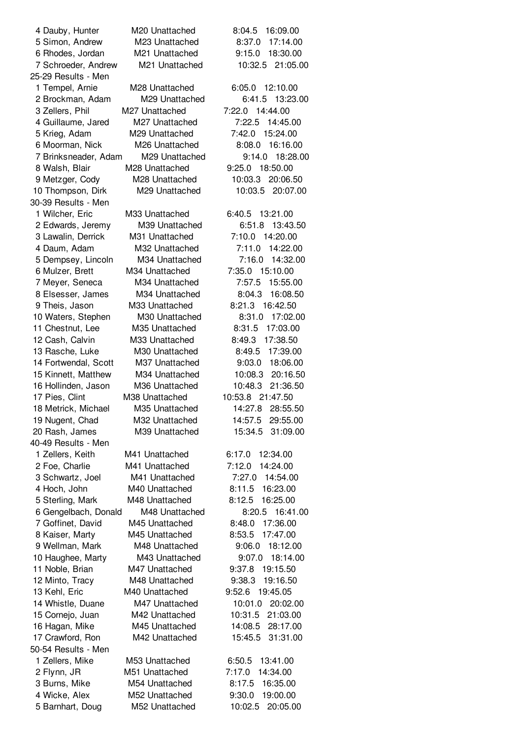4 Dauby, Hunter M20 Unattached 8:04.5 16:09.00
5 Simon, Andrew M23 Unattached 8:37.0 17:14.00
6 Rhodes, Jordan M21 Unattached 9:15.0 18:30.00
7 Schroeder, Andrew M21 Unattached 10:32.5 21:05.00

25-29 Results - Men

1 Tempel, Arnie M28 Unattached 6:05.0 12:10.00
2 Brockman, Adam M29 Unattached 6:41.5 13:23.00
3 Zellers, Phil M27 Unattached 7:22.0 14:44.00
4 Guillaume, Jared M27 Unattached 7:22.5 14:45.00
5 Krieg, Adam M29 Unattached 7:42.0 15:24.00
6 Moorman, Nick M26 Unattached 8:08.0 16:16.00
7 Brinksneader, Adam M29 Unattached 9:14.0 18:28.00
8 Walsh, Blair M28 Unattached 9:25.0 18:50.00
9 Metzger, Cody M28 Unattached 10:03.3 20:06.50
10 Thompson, Dirk M29 Unattached 10:03.5 20:07.00

30-39 Results - Men

1 Wilcher, Eric M33 Unattached 6:40.5 13:21.00
2 Edwards, Jeremy M39 Unattached 6:51.8 13:43.50
3 Lawalin, Derrick M31 Unattached 7:10.0 14:20.00
4 Daum, Adam M32 Unattached 7:11.0 14:22.00
5 Dempsey, Lincoln M34 Unattached 7:16.0 14:32.00
6 Mulzer, Brett M34 Unattached 7:35.0 15:10.00
7 Meyer, Seneca M34 Unattached 7:57.5 15:55.00
8 Elsesser, James M34 Unattached 8:04.3 16:08.50
9 Theis, Jason M33 Unattached 8:21.3 16:42.50
10 Waters, Stephen M30 Unattached 8:31.0 17:02.00
11 Chestnut, Lee M35 Unattached 8:31.5 17:03.00
12 Cash, Calvin M33 Unattached 8:49.3 17:38.50
13 Rasche, Luke M30 Unattached 8:49.5 17:39.00
14 Fortwendal, Scott M37 Unattached 9:03.0 18:06.00
15 Kinnett, Matthew M34 Unattached 10:08.3 20:16.50
16 Hollinden, Jason M36 Unattached 10:48.3 21:36.50
17 Pies, Clint M38 Unattached 10:53.8 21:47.50
18 Metrick, Michael M35 Unattached 14:27.8 28:55.50
19 Nugent, Chad M32 Unattached 14:57.5 29:55.00
20 Rash, James M39 Unattached 15:34.5 31:09.00

40-49 Results - Men

1 Zellers, Keith M41 Unattached 6:17.0 12:34.00
2 Foe, Charlie M41 Unattached 7:12.0 14:24.00
3 Schwartz, Joel M41 Unattached 7:27.0 14:54.00
4 Hoch, John M40 Unattached 8:11.5 16:23.00
5 Sterling, Mark M48 Unattached 8:12.5 16:25.00
6 Gengelbach, Donald M48 Unattached 8:20.5 16:41.00
7 Goffinet, David M45 Unattached 8:48.0 17:36.00
8 Kaiser, Marty M45 Unattached 8:53.5 17:47.00
9 Wellman, Mark M48 Unattached 9:06.0 18:12.00
10 Haughee, Marty M43 Unattached 9:07.0 18:14.00
11 Noble, Brian M47 Unattached 9:37.8 19:15.50
12 Minto, Tracy M48 Unattached 9:38.3 19:16.50
13 Kehl, Eric M40 Unattached 9:52.6 19:45.05
14 Whistle, Duane M47 Unattached 10:01.0 20:02.00
15 Cornejo, Juan M42 Unattached 10:31.5 21:03.00
16 Hagan, Mike M45 Unattached 14:08.5 28:17.00
17 Crawford, Ron M42 Unattached 15:45.5 31:31.00

50-54 Results - Men

1 Zellers, Mike M53 Unattached 6:50.5 13:41.00
2 Flynn, JR M51 Unattached 7:17.0 14:34.00
3 Burns, Mike M54 Unattached 8:17.5 16:35.00
4 Wicke, Alex M52 Unattached 9:30.0 19:00.00
5 Barnhart, Doug M52 Unattached 10:02.5 20:05.00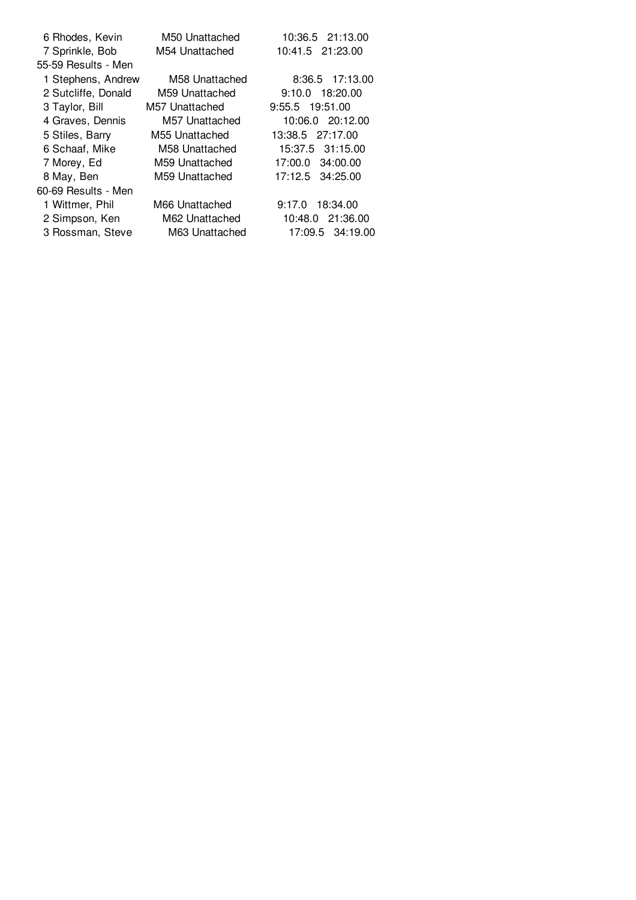6 Rhodes, Kevin M50 Unattached 10:36.5 21:13.00
7 Sprinkle, Bob M54 Unattached 10:41.5 21:23.00

55-59 Results - Men

1 Stephens, Andrew M58 Unattached 8:36.5 17:13.00
2 Sutcliffe, Donald M59 Unattached 9:10.0 18:20.00
3 Taylor, Bill M57 Unattached 9:55.5 19:51.00
4 Graves, Dennis M57 Unattached 10:06.0 20:12.00
5 Stiles, Barry M55 Unattached 13:38.5 27:17.00
6 Schaaf, Mike M58 Unattached 15:37.5 31:15.00
7 Morey, Ed M59 Unattached 17:00.0 34:00.00
8 May, Ben M59 Unattached 17:12.5 34:25.00

60-69 Results - Men

1 Wittmer, Phil M66 Unattached 9:17.0 18:34.00
2 Simpson, Ken M62 Unattached 10:48.0 21:36.00
3 Rossman, Steve M63 Unattached 17:09.5 34:19.00